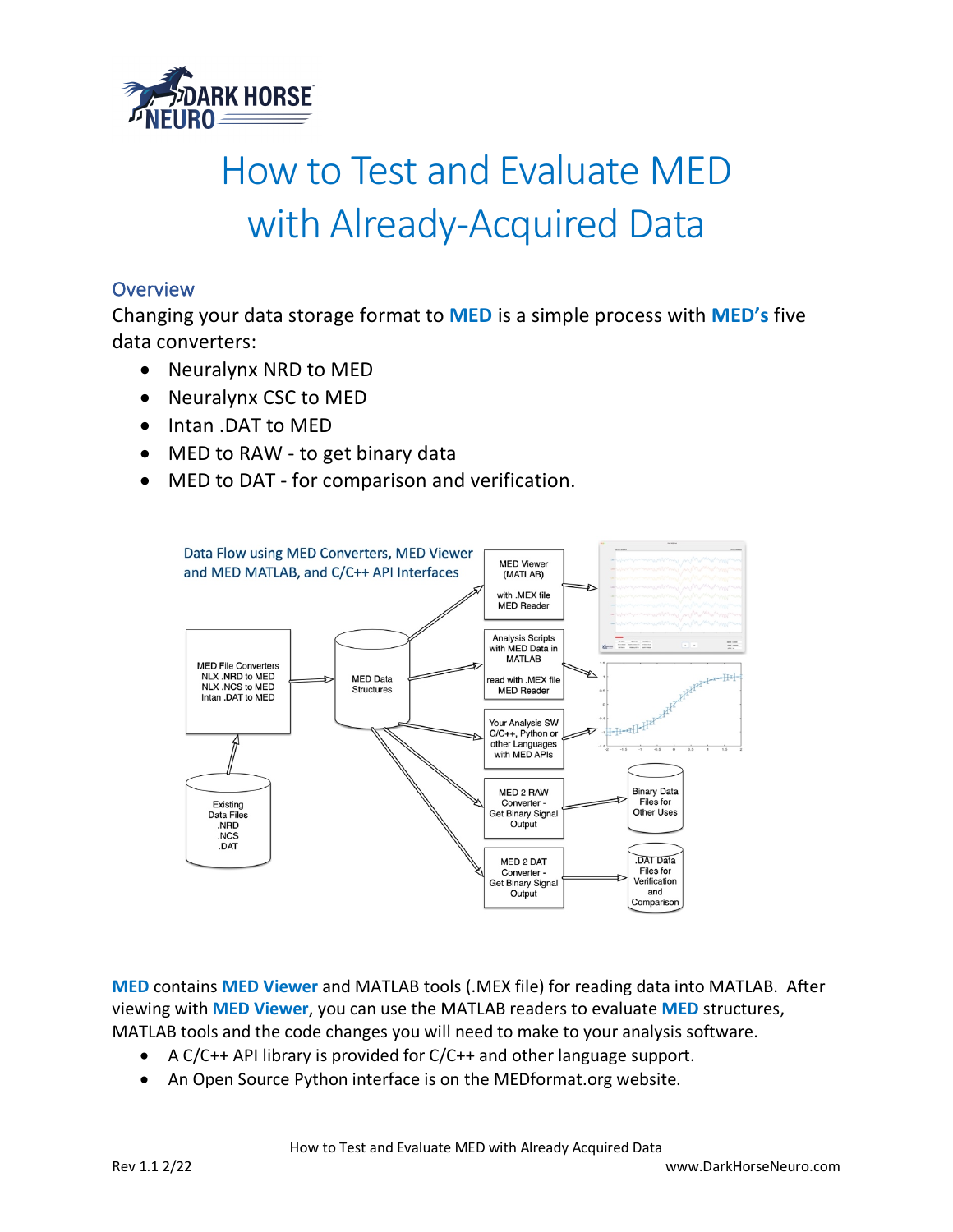# How to Test and Evaluate MED with Already-Acquired Data

## Overview

Changing your data storage format to **MED** is a simple process with **MED's** five data converters:

- Neuralynx NRD to MED
- Neuralynx CSC to MED
- Intan .DAT to MED
- MED to RAW - to get binary data
- MED to DAT - for comparison and verification.

Data Flow using MED Converters, MED Viewer and MED MATLAB, and C/C++ API Interfaces

**MED** contains **MED Viewer** and MATLAB tools (.MEX file) for reading data into MATLAB. After viewing with **MED Viewer**, you can use the MATLAB readers to evaluate **MED** structures, MATLAB tools and the code changes you will need to make to your analysis software.

- A C/C++ API library is provided for C/C++ and other language support.
- An Open Source Python interface is on the MEDformat.org website.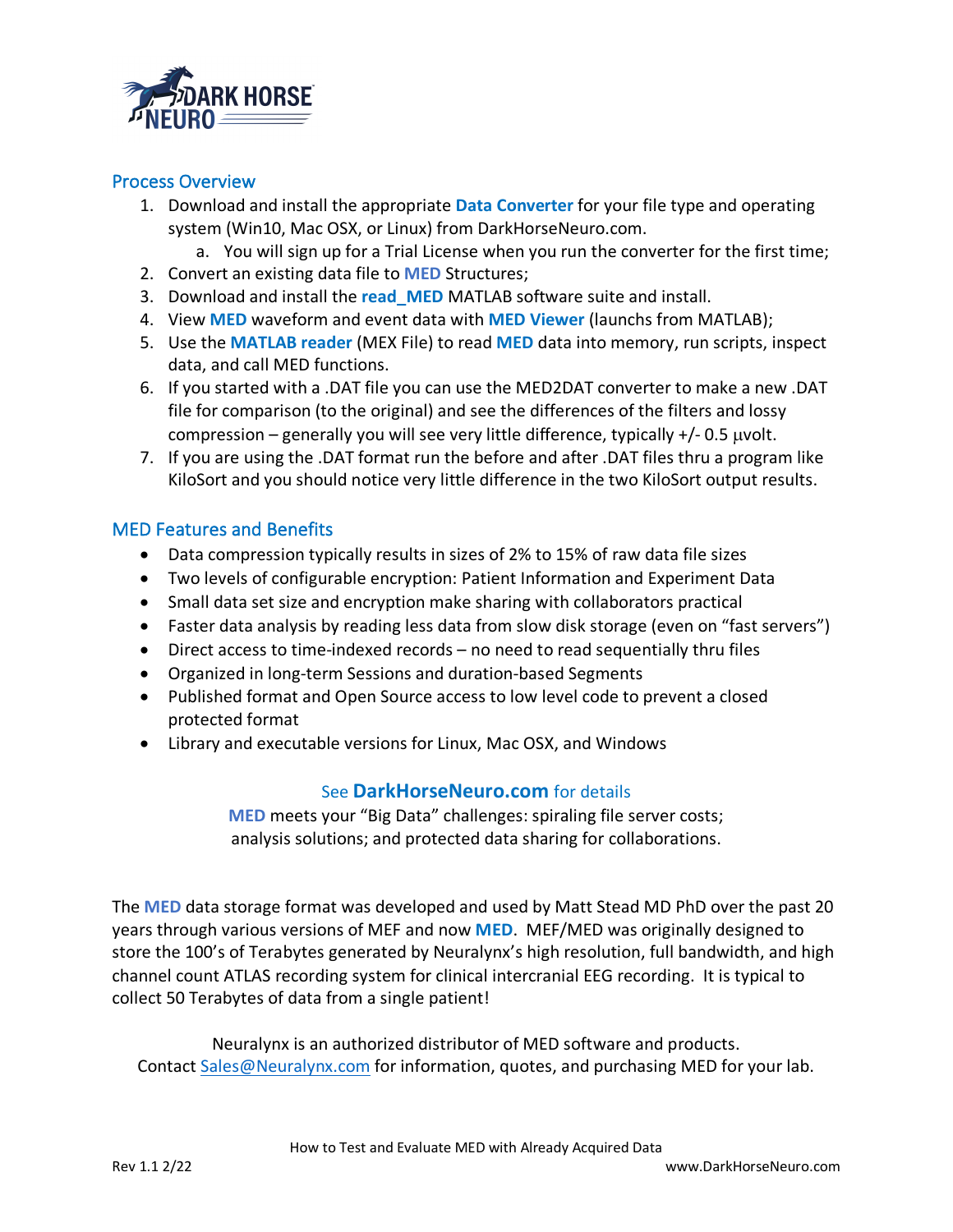## Process Overview

1. Download and install the appropriate **Data Converter** for your file type and operating system (Win10, Mac OSX, or Linux) from DarkHorseNeuro.com.
    a. You will sign up for a Trial License when you run the converter for the first time;
2. Convert an existing data file to **MED** Structures;
3. Download and install the **read_MED** MATLAB software suite and install.
4. View **MED** waveform and event data with **MED Viewer** (launchs from MATLAB);
5. Use the **MATLAB reader** (MEX File) to read **MED** data into memory, run scripts, inspect data, and call MED functions.
6. If you started with a .DAT file you can use the MED2DAT converter to make a new .DAT file for comparison (to the original) and see the differences of the filters and lossy compression – generally you will see very little difference, typically +/- 0.5 μvolt.
7. If you are using the .DAT format run the before and after .DAT files thru a program like KiloSort and you should notice very little difference in the two KiloSort output results.

## MED Features and Benefits

- Data compression typically results in sizes of 2% to 15% of raw data file sizes
- Two levels of configurable encryption: Patient Information and Experiment Data
- Small data set size and encryption make sharing with collaborators practical
- Faster data analysis by reading less data from slow disk storage (even on "fast servers")
- Direct access to time-indexed records – no need to read sequentially thru files
- Organized in long-term Sessions and duration-based Segments
- Published format and Open Source access to low level code to prevent a closed protected format
- Library and executable versions for Linux, Mac OSX, and Windows

See **DarkHorseNeuro.com** for details

**MED** meets your "Big Data" challenges: spiraling file server costs; analysis solutions; and protected data sharing for collaborations.

The **MED** data storage format was developed and used by Matt Stead MD PhD over the past 20 years through various versions of MEF and now **MED**. MEF/MED was originally designed to store the 100's of Terabytes generated by Neuralynx's high resolution, full bandwidth, and high channel count ATLAS recording system for clinical intercranial EEG recording. It is typical to collect 50 Terabytes of data from a single patient!

Neuralynx is an authorized distributor of MED software and products.
Contact Sales@Neuralynx.com for information, quotes, and purchasing MED for your lab.